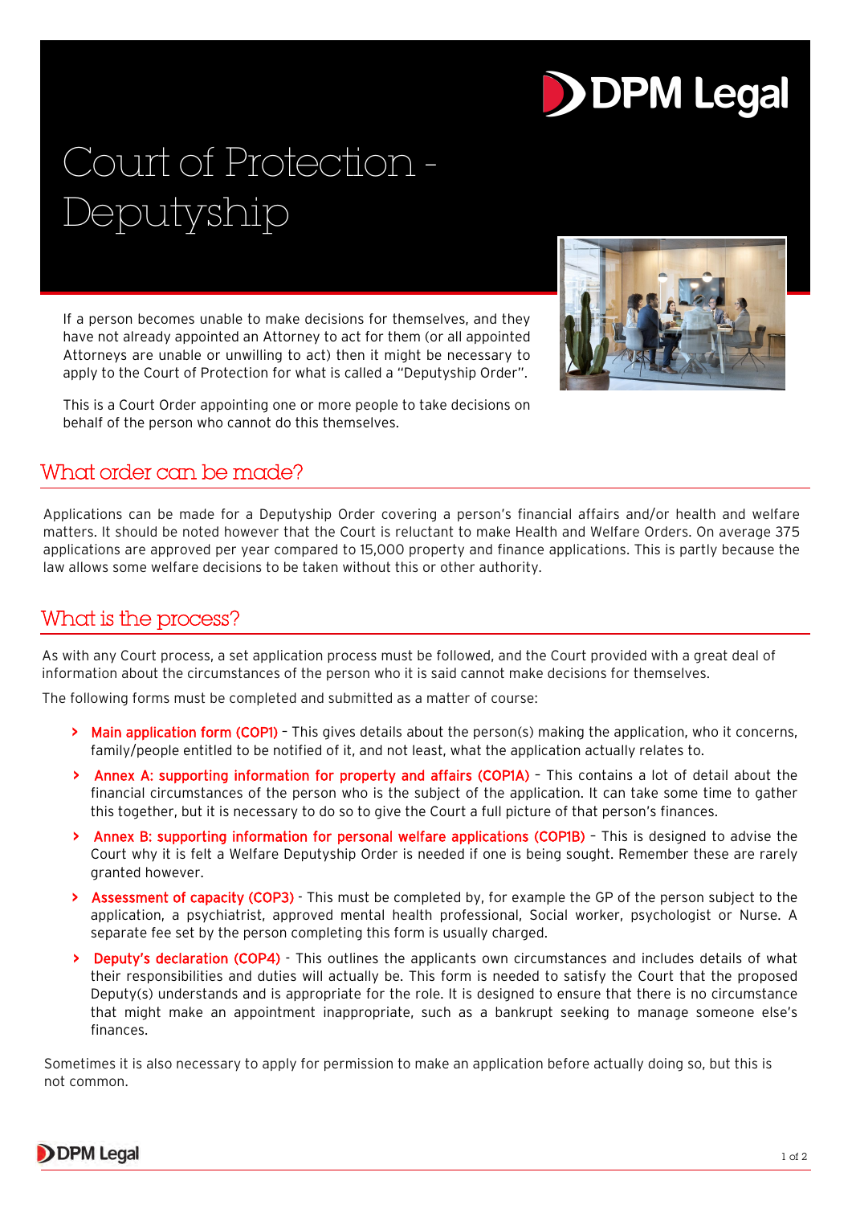# Court of Protection - Deputyship

If a person becomes unable to make decisions for themselves, and they have not already appointed an Attorney to act for them (or all appointed Attorneys are unable or unwilling to act) then it might be necessary to apply to the Court of Protection for what is called a "Deputyship Order".

This is a Court Order appointing one or more people to take decisions on behalf of the person who cannot do this themselves.

## What order can be made?

Applications can be made for a Deputyship Order covering a person's financial affairs and/or health and welfare matters. It should be noted however that the Court is reluctant to make Health and Welfare Orders. On average 375 applications are approved per year compared to 15,000 property and finance applications. This is partly because the law allows some welfare decisions to be taken without this or other authority.

## What is the process?

As with any Court process, a set application process must be followed, and the Court provided with a great deal of information about the circumstances of the person who it is said cannot make decisions for themselves.

The following forms must be completed and submitted as a matter of course:

- **Main application form (COP1)** – This gives details about the person(s) making the application, who it concerns, family/people entitled to be notified of it, and not least, what the application actually relates to.
- **Annex A: supporting information for property and affairs (COP1A)** – This contains a lot of detail about the financial circumstances of the person who is the subject of the application. It can take some time to gather this together, but it is necessary to do so to give the Court a full picture of that person's finances.
- **Annex B: supporting information for personal welfare applications (COP1B)** – This is designed to advise the Court why it is felt a Welfare Deputyship Order is needed if one is being sought. Remember these are rarely granted however.
- **Assessment of capacity (COP3)** - This must be completed by, for example the GP of the person subject to the application, a psychiatrist, approved mental health professional, Social worker, psychologist or Nurse. A separate fee set by the person completing this form is usually charged.
- **Deputy's declaration (COP4)** - This outlines the applicants own circumstances and includes details of what their responsibilities and duties will actually be. This form is needed to satisfy the Court that the proposed Deputy(s) understands and is appropriate for the role. It is designed to ensure that there is no circumstance that might make an appointment inappropriate, such as a bankrupt seeking to manage someone else's finances.

Sometimes it is also necessary to apply for permission to make an application before actually doing so, but this is not common.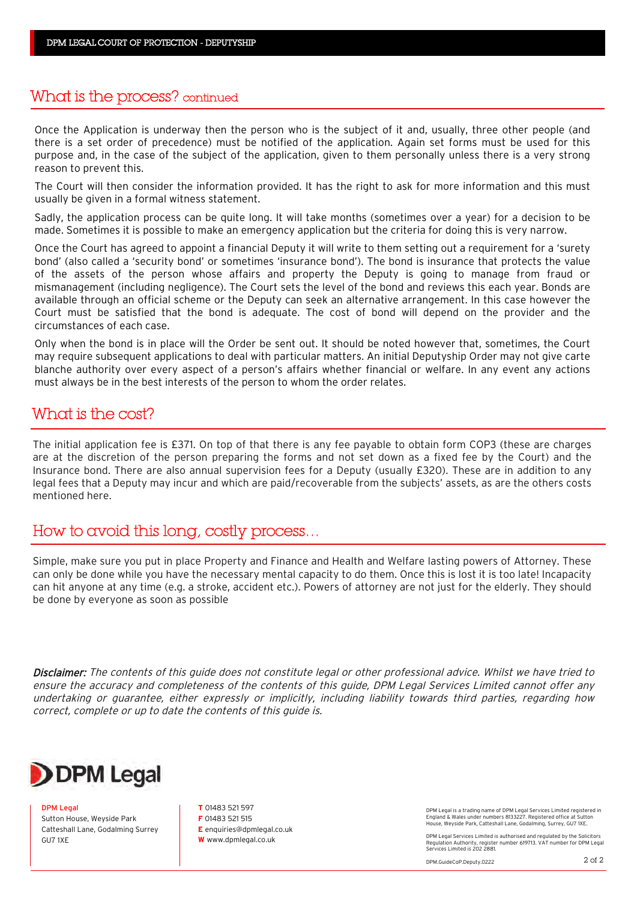## What is the process? continued

Once the Application is underway then the person who is the subject of it and, usually, three other people (and there is a set order of precedence) must be notified of the application. Again set forms must be used for this purpose and, in the case of the subject of the application, given to them personally unless there is a very strong reason to prevent this.

The Court will then consider the information provided. It has the right to ask for more information and this must usually be given in a formal witness statement.

Sadly, the application process can be quite long. It will take months (sometimes over a year) for a decision to be made. Sometimes it is possible to make an emergency application but the criteria for doing this is very narrow.

Once the Court has agreed to appoint a financial Deputy it will write to them setting out a requirement for a 'surety bond' (also called a 'security bond' or sometimes 'insurance bond'). The bond is insurance that protects the value of the assets of the person whose affairs and property the Deputy is going to manage from fraud or mismanagement (including negligence). The Court sets the level of the bond and reviews this each year. Bonds are available through an official scheme or the Deputy can seek an alternative arrangement. In this case however the Court must be satisfied that the bond is adequate. The cost of bond will depend on the provider and the circumstances of each case.

Only when the bond is in place will the Order be sent out. It should be noted however that, sometimes, the Court may require subsequent applications to deal with particular matters. An initial Deputyship Order may not give carte blanche authority over every aspect of a person's affairs whether financial or welfare. In any event any actions must always be in the best interests of the person to whom the order relates.

## What is the cost?

The initial application fee is £371. On top of that there is any fee payable to obtain form COP3 (these are charges are at the discretion of the person preparing the forms and not set down as a fixed fee by the Court) and the Insurance bond. There are also annual supervision fees for a Deputy (usually £320). These are in addition to any legal fees that a Deputy may incur and which are paid/recoverable from the subjects' assets, as are the others costs mentioned here.

## How to avoid this long, costly process…

Simple, make sure you put in place Property and Finance and Health and Welfare lasting powers of Attorney. These can only be done while you have the necessary mental capacity to do them. Once this is lost it is too late! Incapacity can hit anyone at any time (e.g. a stroke, accident etc.). Powers of attorney are not just for the elderly. They should be done by everyone as soon as possible

***Disclaimer:*** *The contents of this guide does not constitute legal or other professional advice. Whilst we have tried to ensure the accuracy and completeness of the contents of this guide, DPM Legal Services Limited cannot offer any undertaking or guarantee, either expressly or implicitly, including liability towards third parties, regarding how correct, complete or up to date the contents of this guide is.*

**DPM Legal**

**DPM Legal**
Sutton House, Weyside Park
Catteshall Lane, Godalming Surrey
GU7 1XE

**T** 01483 521 597
**F** 01483 521 515
**E** enquiries@dpmlegal.co.uk
**W** www.dpmlegal.co.uk

DPM Legal is a trading name of DPM Legal Services Limited registered in England & Wales under numbers 8133227. Registered office at Sutton House, Weyside Park, Catteshall Lane, Godalming, Surrey, GU7 1XE.

DPM Legal Services Limited is authorised and regulated by the Solicitors Regulation Authority, register number 619713. VAT number for DPM Legal Services Limited is 202 2881.

DPM.GuideCoP.Deputy.0222